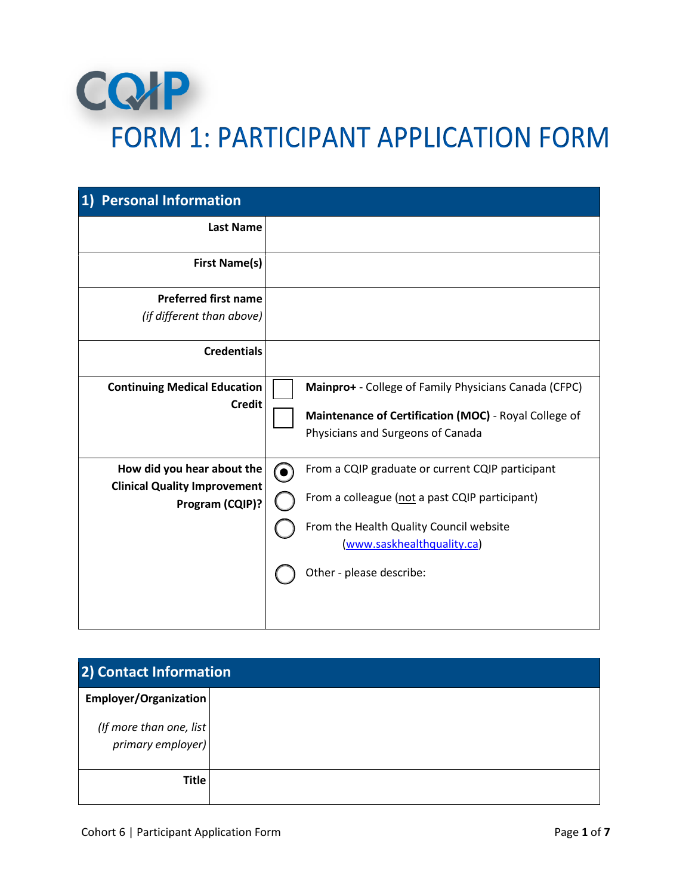CQIP

# FORM 1: PARTICIPANT APPLICATION FORM

## 1) Personal Information

| | |
|---|---|
| **Last Name** | |
| **First Name(s)** | |
| **Preferred first name** *(if different than above)* | |
| **Credentials** | |
| **Continuing Medical Education Credit** | ☐ **Mainpro+** - College of Family Physicians Canada (CFPC)<br>☐ **Maintenance of Certification (MOC)** - Royal College of Physicians and Surgeons of Canada |
| **How did you hear about the Clinical Quality Improvement Program (CQIP)?** | ◉ From a CQIP graduate or current CQIP participant<br>○ From a colleague (<u>not</u> a past CQIP participant)<br>○ From the Health Quality Council website (www.saskhealthquality.ca)<br>○ Other - please describe: |

## 2) Contact Information

| | |
|---|---|
| **Employer/Organization** *(If more than one, list primary employer)* | |
| **Title** | |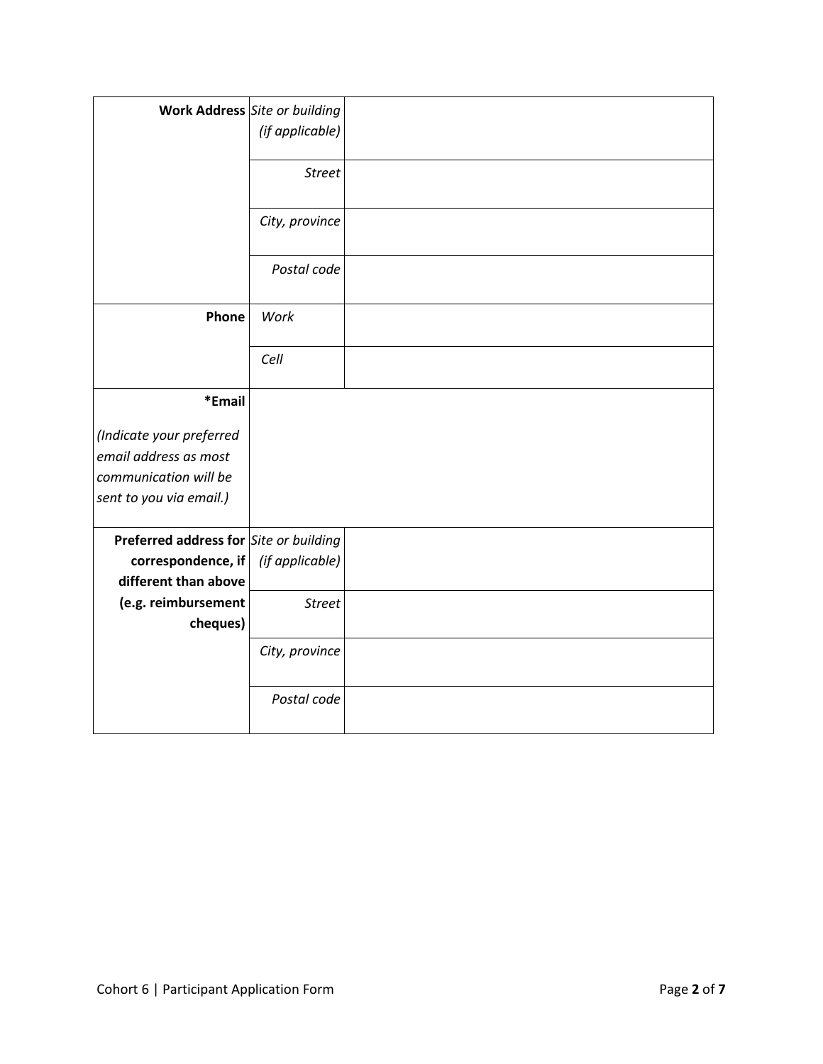| | | |
|---|---|---|
| **Work Address** | *Site or building (if applicable)* | |
| | *Street* | |
| | *City, province* | |
| | *Postal code* | |
| **Phone** | *Work* | |
| | *Cell* | |
| **\*Email** *(Indicate your preferred email address as most communication will be sent to you via email.)* | | |
| **Preferred address for correspondence, if different than above (e.g. reimbursement cheques)** | *Site or building (if applicable)* | |
| | *Street* | |
| | *City, province* | |
| | *Postal code* | |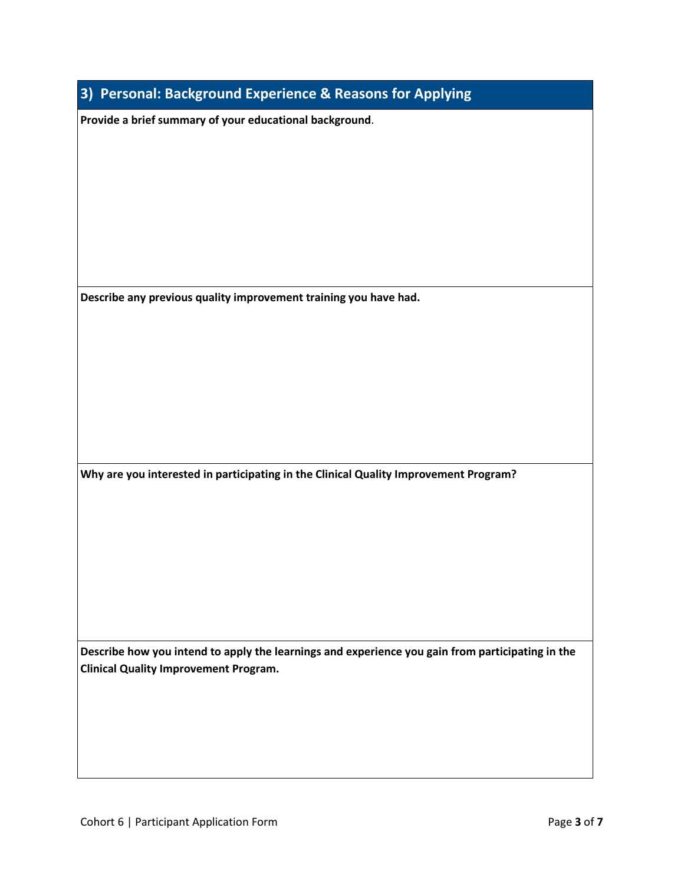## 3) Personal: Background Experience & Reasons for Applying

**Provide a brief summary of your educational background**.

**Describe any previous quality improvement training you have had.**

**Why are you interested in participating in the Clinical Quality Improvement Program?**

**Describe how you intend to apply the learnings and experience you gain from participating in the Clinical Quality Improvement Program.**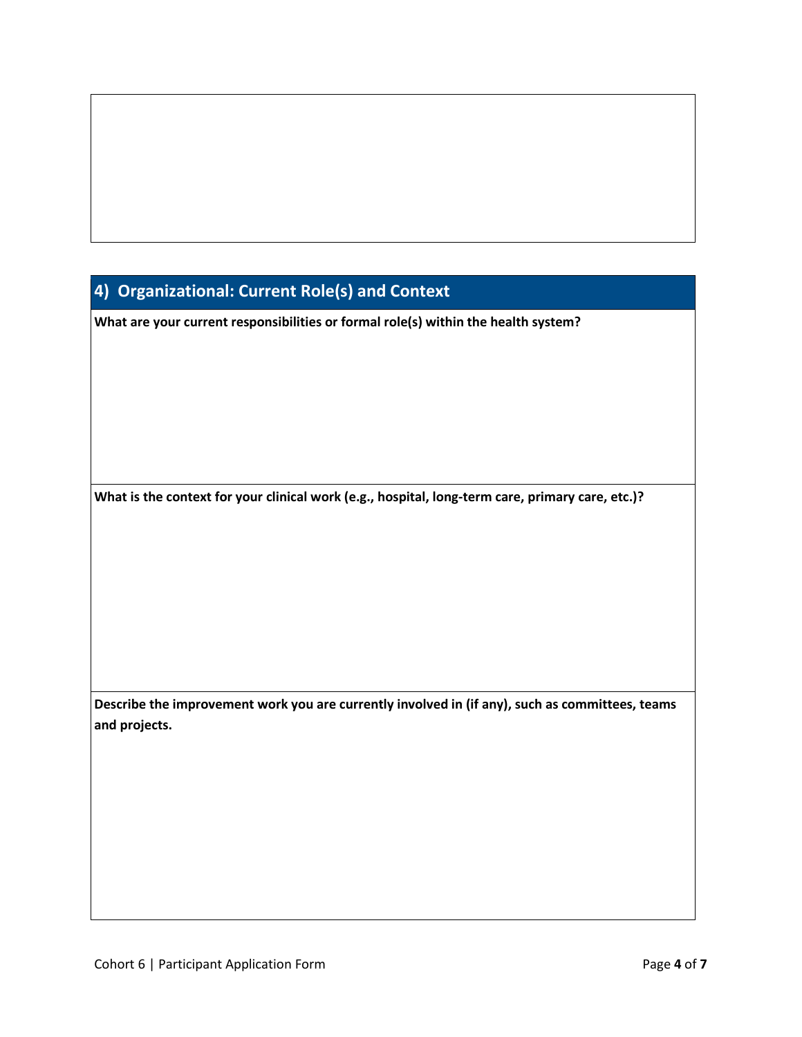## 4) Organizational: Current Role(s) and Context

**What are your current responsibilities or formal role(s) within the health system?**

**What is the context for your clinical work (e.g., hospital, long-term care, primary care, etc.)?**

**Describe the improvement work you are currently involved in (if any), such as committees, teams and projects.**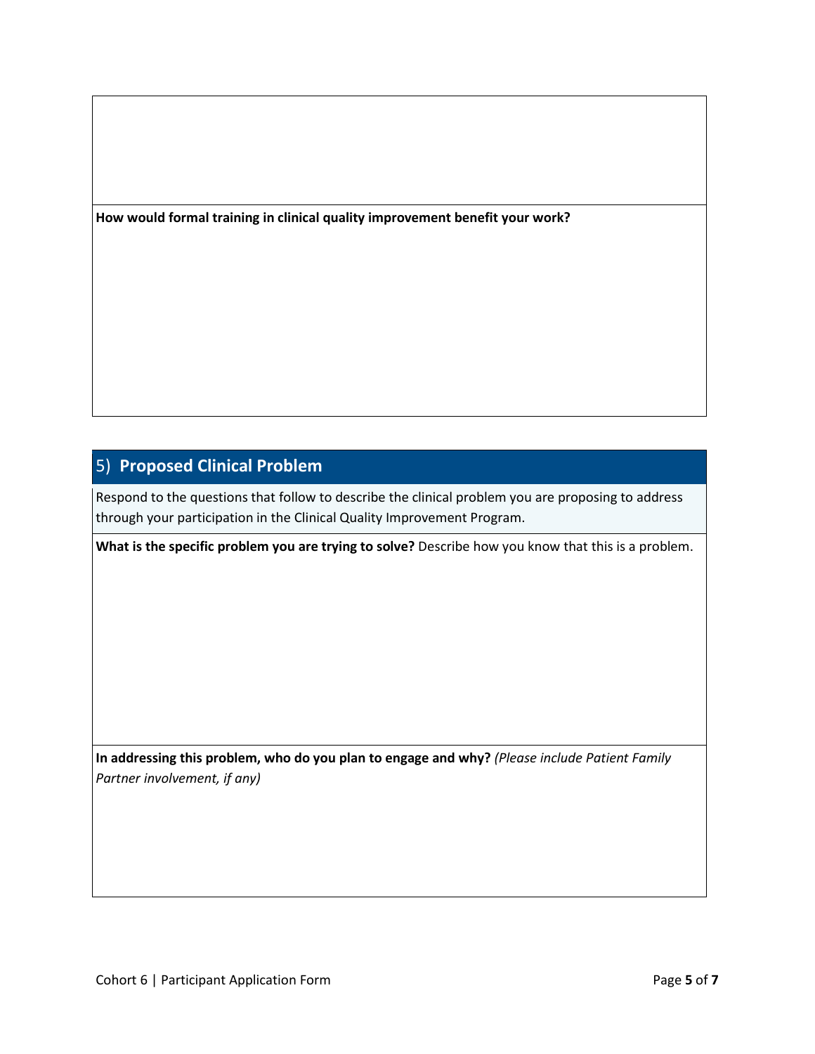**How would formal training in clinical quality improvement benefit your work?**

## 5) **Proposed Clinical Problem**

Respond to the questions that follow to describe the clinical problem you are proposing to address through your participation in the Clinical Quality Improvement Program.

**What is the specific problem you are trying to solve?** Describe how you know that this is a problem.

**In addressing this problem, who do you plan to engage and why?** *(Please include Patient Family Partner involvement, if any)*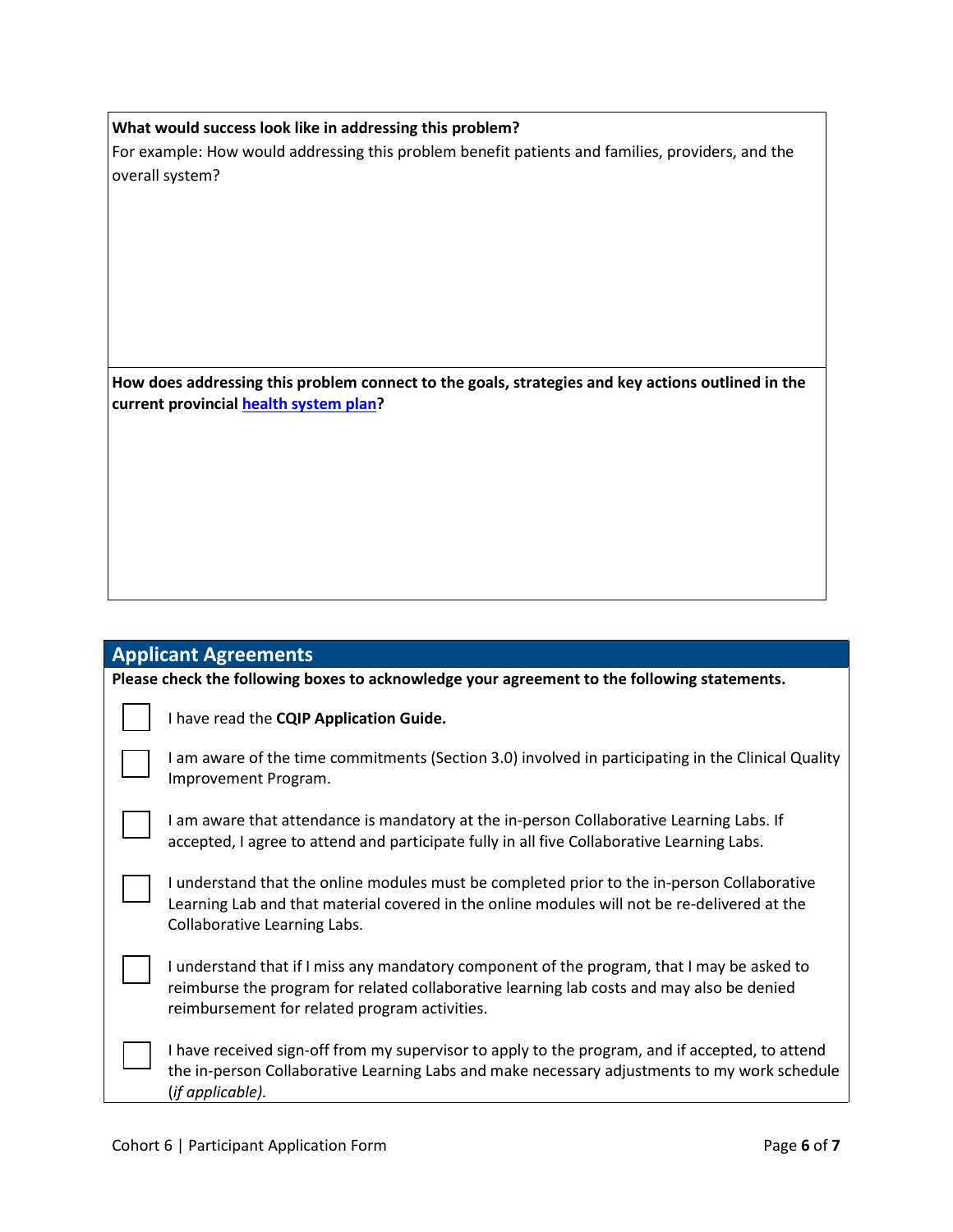**What would success look like in addressing this problem?**

For example: How would addressing this problem benefit patients and families, providers, and the overall system?

**How does addressing this problem connect to the goals, strategies and key actions outlined in the current provincial health system plan?**

## Applicant Agreements

**Please check the following boxes to acknowledge your agreement to the following statements.**

- [ ] I have read the **CQIP Application Guide.**
- [ ] I am aware of the time commitments (Section 3.0) involved in participating in the Clinical Quality Improvement Program.
- [ ] I am aware that attendance is mandatory at the in-person Collaborative Learning Labs. If accepted, I agree to attend and participate fully in all five Collaborative Learning Labs.
- [ ] I understand that the online modules must be completed prior to the in-person Collaborative Learning Lab and that material covered in the online modules will not be re-delivered at the Collaborative Learning Labs.
- [ ] I understand that if I miss any mandatory component of the program, that I may be asked to reimburse the program for related collaborative learning lab costs and may also be denied reimbursement for related program activities.
- [ ] I have received sign-off from my supervisor to apply to the program, and if accepted, to attend the in-person Collaborative Learning Labs and make necessary adjustments to my work schedule (*if applicable).*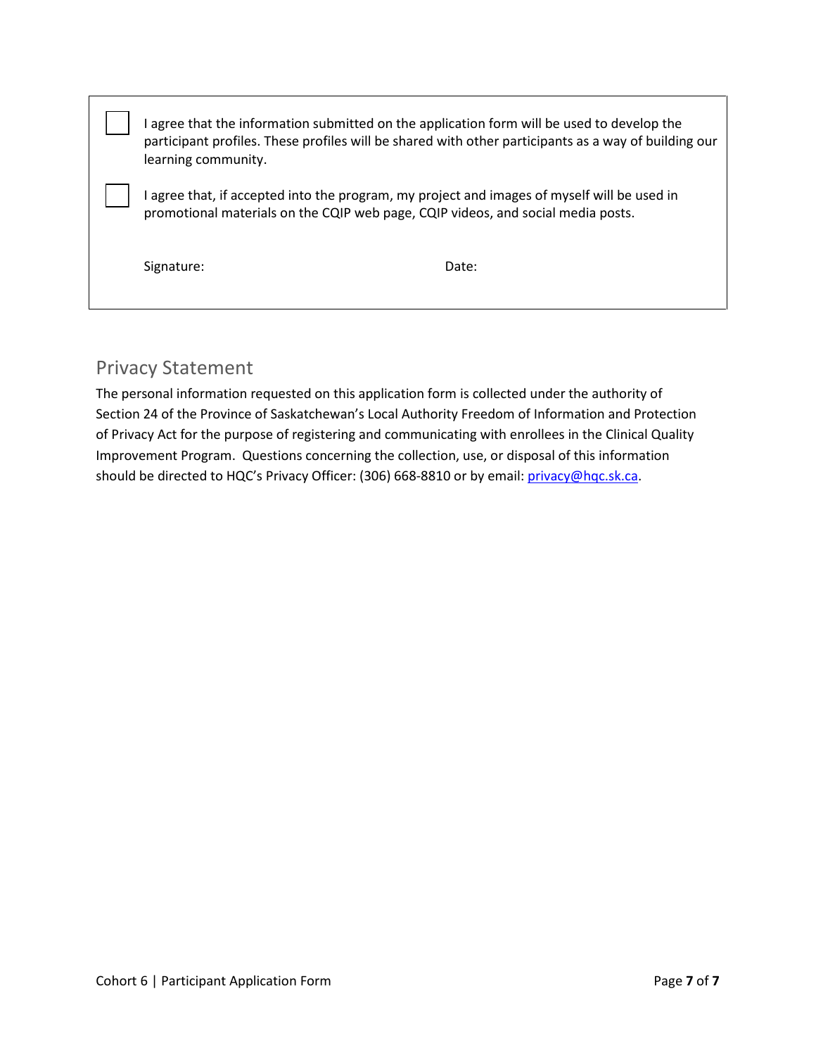- [ ] I agree that the information submitted on the application form will be used to develop the participant profiles. These profiles will be shared with other participants as a way of building our learning community.
- [ ] I agree that, if accepted into the program, my project and images of myself will be used in promotional materials on the CQIP web page, CQIP videos, and social media posts.

Signature: Date:

## Privacy Statement

The personal information requested on this application form is collected under the authority of Section 24 of the Province of Saskatchewan's Local Authority Freedom of Information and Protection of Privacy Act for the purpose of registering and communicating with enrollees in the Clinical Quality Improvement Program. Questions concerning the collection, use, or disposal of this information should be directed to HQC's Privacy Officer: (306) 668-8810 or by email: [privacy@hqc.sk.ca](mailto:privacy@hqc.sk.ca).